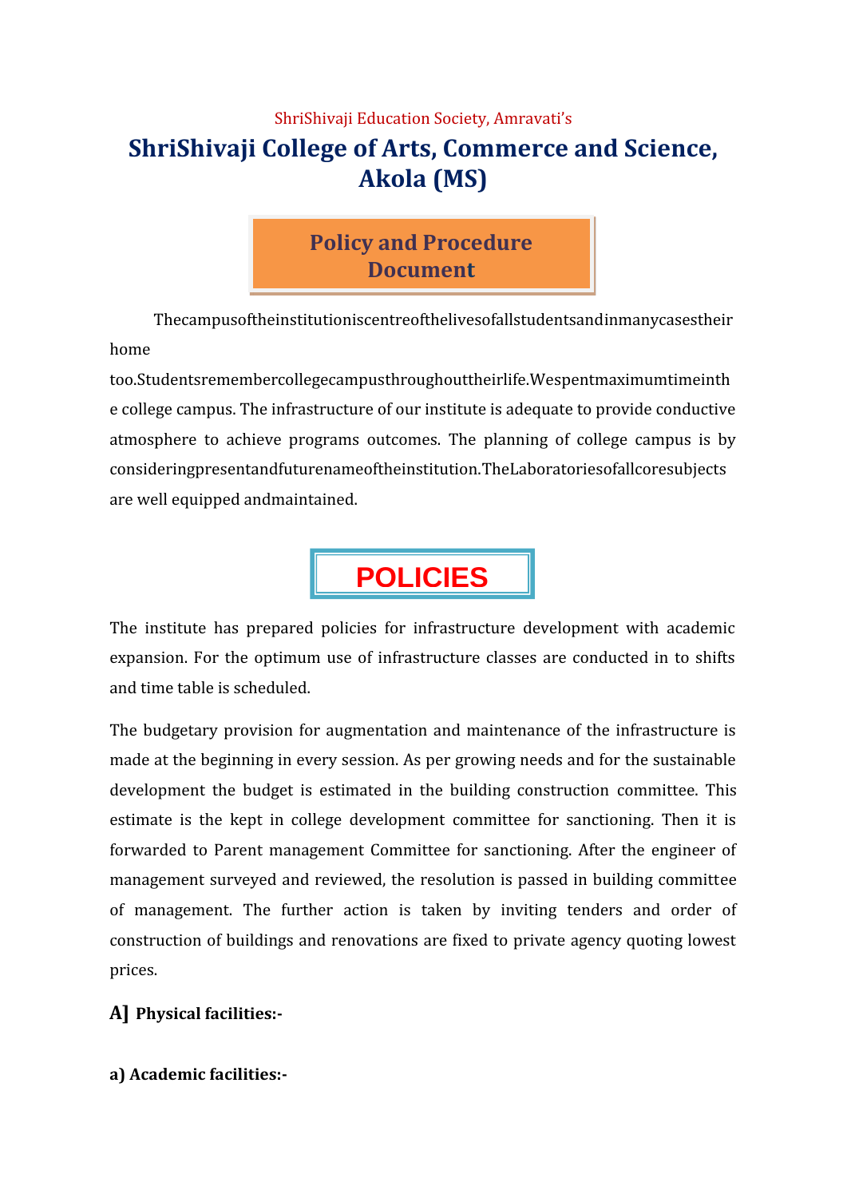ShriShivaji Education Society, Amravati's

# ShriShivaji College of Arts, Commerce and Science, Akola (MS)

## Policy and Procedure Document

Thecampusoftheinstitutioniscentreofthelivesofallstudentsandinmanycasestheir home too.Studentsremembercollegecampusthroughouttheirlife.Wespentmaximumtimeinthe college campus. The infrastructure of our institute is adequate to provide conductive atmosphere to achieve programs outcomes. The planning of college campus is by consideringpresentandfuturenameoftheinstitution.TheLaboratoriesofallcoresubjects are well equipped andmaintained.

## POLICIES

The institute has prepared policies for infrastructure development with academic expansion. For the optimum use of infrastructure classes are conducted in to shifts and time table is scheduled.

The budgetary provision for augmentation and maintenance of the infrastructure is made at the beginning in every session. As per growing needs and for the sustainable development the budget is estimated in the building construction committee. This estimate is the kept in college development committee for sanctioning. Then it is forwarded to Parent management Committee for sanctioning. After the engineer of management surveyed and reviewed, the resolution is passed in building committee of management. The further action is taken by inviting tenders and order of construction of buildings and renovations are fixed to private agency quoting lowest prices.

### A] Physical facilities:-

**a) Academic facilities:-**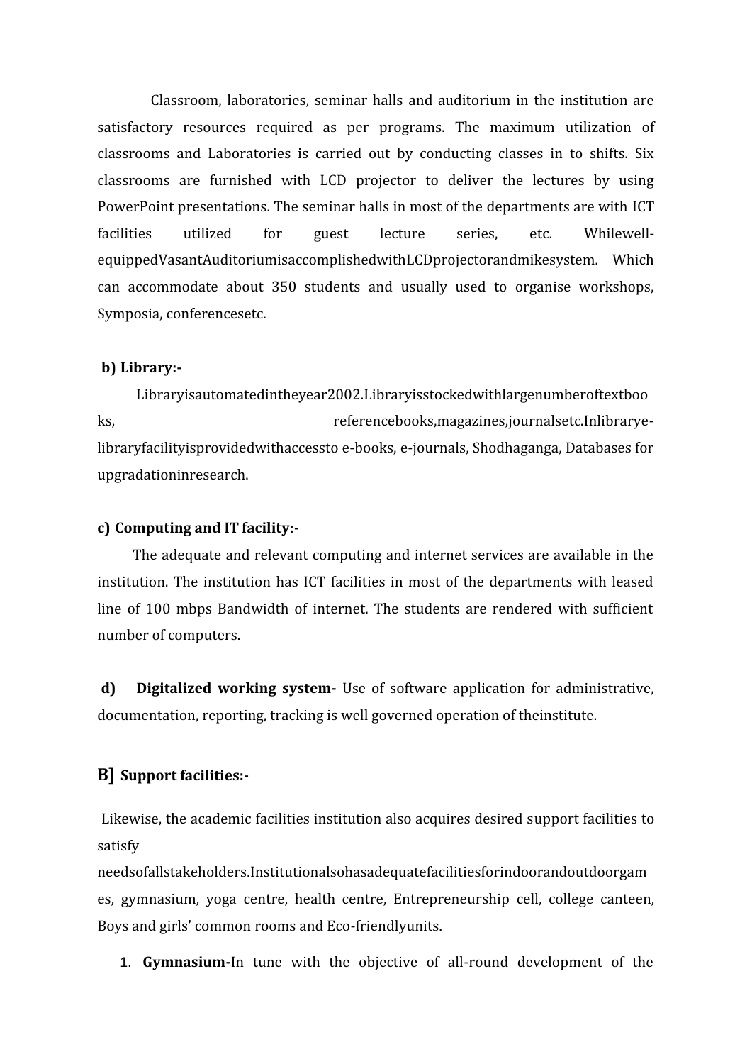Classroom, laboratories, seminar halls and auditorium in the institution are satisfactory resources required as per programs. The maximum utilization of classrooms and Laboratories is carried out by conducting classes in to shifts. Six classrooms are furnished with LCD projector to deliver the lectures by using PowerPoint presentations. The seminar halls in most of the departments are with ICT facilities utilized for guest lecture series, etc. Whilewell-equippedVasantAuditoriumisaccomplishedwithLCDprojectorandmikesystem. Which can accommodate about 350 students and usually used to organise workshops, Symposia, conferencesetc.

**b) Library:-**

Libraryisautomatedintheyear2002.Libraryisstockedwithlargenumberoftextbooks, referencebooks,magazines,journalsetc.Inlibrarye-libraryfacilityisprovidedwithaccessto e-books, e-journals, Shodhaganga, Databases for upgradationinresearch.

**c) Computing and IT facility:-**

The adequate and relevant computing and internet services are available in the institution. The institution has ICT facilities in most of the departments with leased line of 100 mbps Bandwidth of internet. The students are rendered with sufficient number of computers.

**d) Digitalized working system-** Use of software application for administrative, documentation, reporting, tracking is well governed operation of theinstitute.

## B] Support facilities:-

Likewise, the academic facilities institution also acquires desired support facilities to satisfy needsofallstakeholders.Institutionalsohasadequatefacilitiesforindoorandoutdoorgames, gymnasium, yoga centre, health centre, Entrepreneurship cell, college canteen, Boys and girls' common rooms and Eco-friendlyunits.

1. **Gymnasium-**In tune with the objective of all-round development of the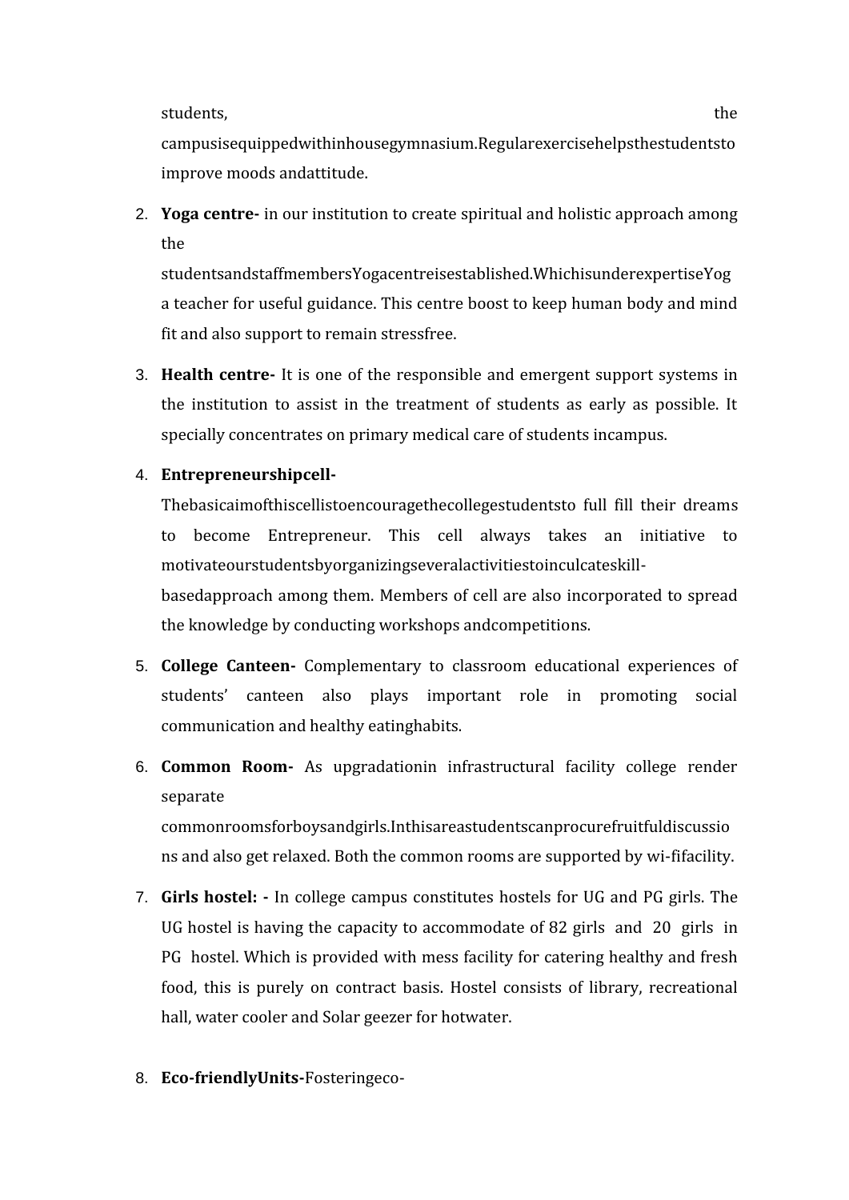students, the campusisequippedwithinhousegymnasium.Regularexercisehelpsthestudentsto improve moods andattitude.

2. **Yoga centre-** in our institution to create spiritual and holistic approach among the studentsandstaffmembersYogacentreisestablished.WhichisunderexpertiseYoga teacher for useful guidance. This centre boost to keep human body and mind fit and also support to remain stressfree.

3. **Health centre-** It is one of the responsible and emergent support systems in the institution to assist in the treatment of students as early as possible. It specially concentrates on primary medical care of students incampus.

4. **Entrepreneurshipcell-** Thebasicaimofthiscellistoencouragethecollegestudentsto full fill their dreams to become Entrepreneur. This cell always takes an initiative to motivateourstudentsbyorganizingseveralactivitiestoinculcateskill-basedapproach among them. Members of cell are also incorporated to spread the knowledge by conducting workshops andcompetitions.

5. **College Canteen-** Complementary to classroom educational experiences of students' canteen also plays important role in promoting social communication and healthy eatinghabits.

6. **Common Room-** As upgradationin infrastructural facility college render separate commonroomsforboysandgirls.Inthisareastudentscanprocurefruitfuldiscussions and also get relaxed. Both the common rooms are supported by wi-fifacility.

7. **Girls hostel: -** In college campus constitutes hostels for UG and PG girls. The UG hostel is having the capacity to accommodate of 82 girls and 20 girls in PG hostel. Which is provided with mess facility for catering healthy and fresh food, this is purely on contract basis. Hostel consists of library, recreational hall, water cooler and Solar geezer for hotwater.

8. **Eco-friendlyUnits-**Fosteringeco-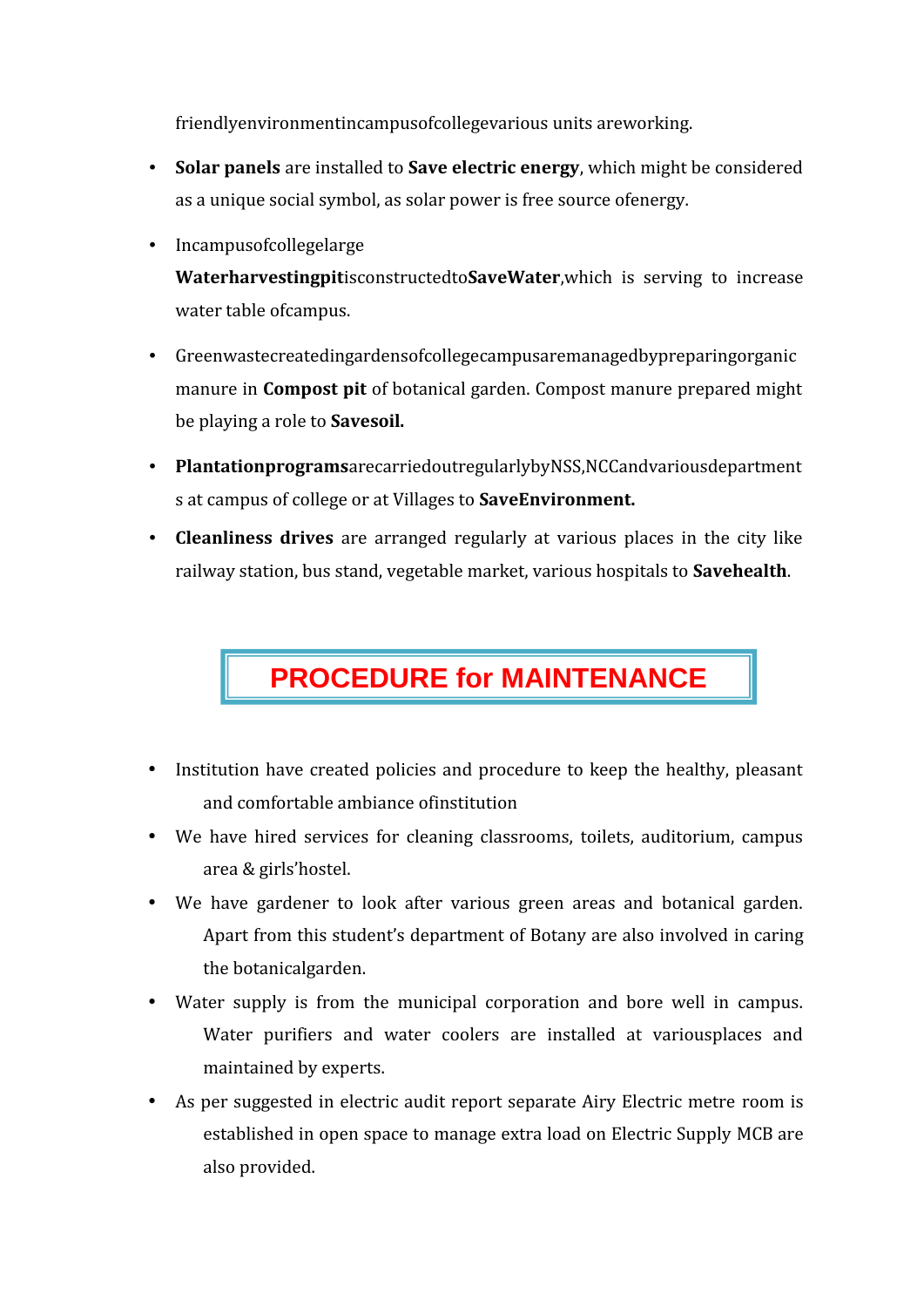friendlyenvironmentincampusofcollegevarious units areworking.

- **Solar panels** are installed to **Save electric energy**, which might be considered as a unique social symbol, as solar power is free source ofenergy.
- Incampusofcollegelarge **Waterharvestingpit**isconstructedto**SaveWater**,which is serving to increase water table ofcampus.
- Greenwastecreatedingardensofcollegecampusaremanagedbypreparingorganic manure in **Compost pit** of botanical garden. Compost manure prepared might be playing a role to **Savesoil.**
- **Plantationprograms**arecarriedoutregularlybyNSS,NCCandvariousdepartments at campus of college or at Villages to **SaveEnvironment.**
- **Cleanliness drives** are arranged regularly at various places in the city like railway station, bus stand, vegetable market, various hospitals to **Savehealth**.

## PROCEDURE for MAINTENANCE

- Institution have created policies and procedure to keep the healthy, pleasant and comfortable ambiance ofinstitution
- We have hired services for cleaning classrooms, toilets, auditorium, campus area & girls'hostel.
- We have gardener to look after various green areas and botanical garden. Apart from this student's department of Botany are also involved in caring the botanicalgarden.
- Water supply is from the municipal corporation and bore well in campus. Water purifiers and water coolers are installed at variousplaces and maintained by experts.
- As per suggested in electric audit report separate Airy Electric metre room is established in open space to manage extra load on Electric Supply MCB are also provided.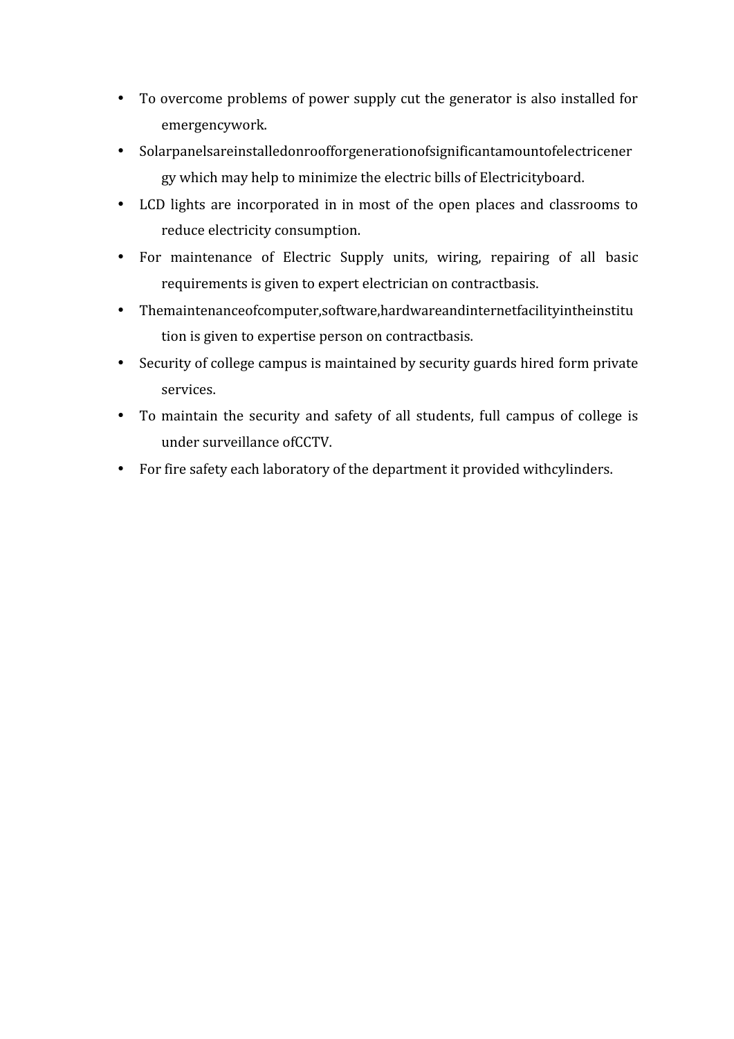- To overcome problems of power supply cut the generator is also installed for emergencywork.
- Solarpanelsareinstalledonroofforgenerationofsignificantamountofelectricenergy which may help to minimize the electric bills of Electricityboard.
- LCD lights are incorporated in in most of the open places and classrooms to reduce electricity consumption.
- For maintenance of Electric Supply units, wiring, repairing of all basic requirements is given to expert electrician on contractbasis.
- Themaintenanceofcomputer,software,hardwareandinternetfacilityintheinstitution is given to expertise person on contractbasis.
- Security of college campus is maintained by security guards hired form private services.
- To maintain the security and safety of all students, full campus of college is under surveillance ofCCTV.
- For fire safety each laboratory of the department it provided withcylinders.